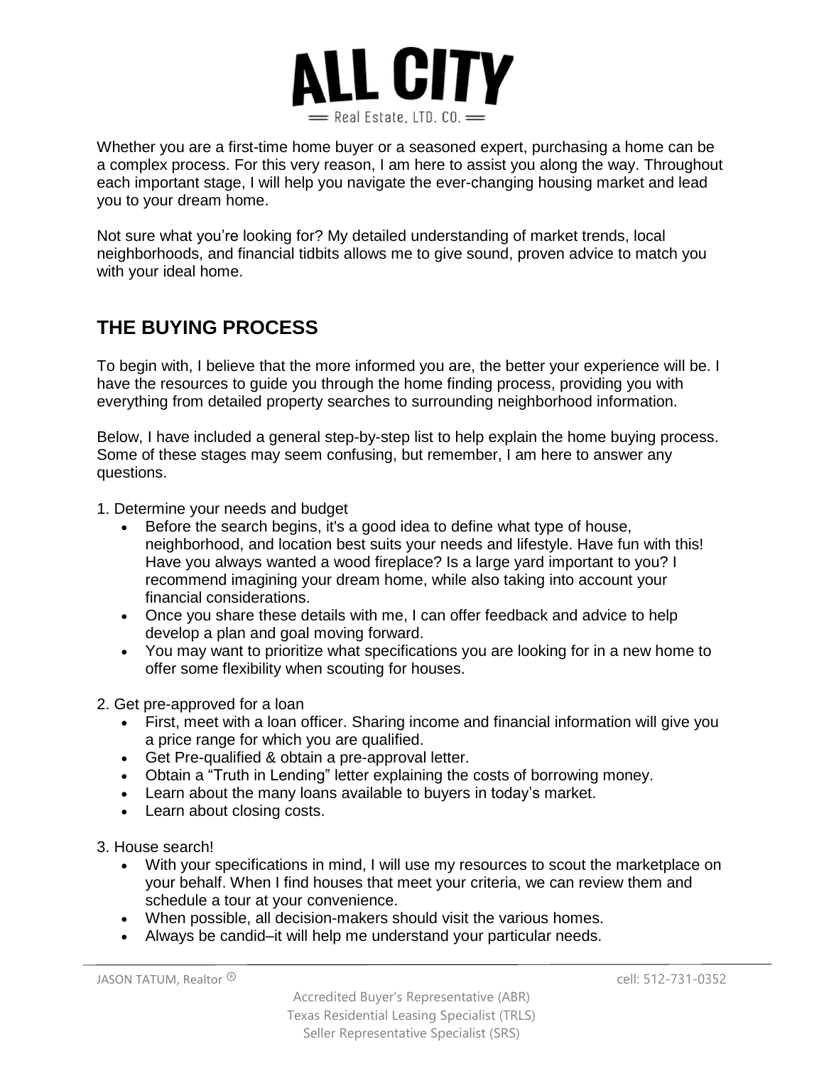# ALL CITY

Real Estate, LTD. CO.

Whether you are a first-time home buyer or a seasoned expert, purchasing a home can be a complex process. For this very reason, I am here to assist you along the way. Throughout each important stage, I will help you navigate the ever-changing housing market and lead you to your dream home.

Not sure what you're looking for? My detailed understanding of market trends, local neighborhoods, and financial tidbits allows me to give sound, proven advice to match you with your ideal home.

## THE BUYING PROCESS

To begin with, I believe that the more informed you are, the better your experience will be. I have the resources to guide you through the home finding process, providing you with everything from detailed property searches to surrounding neighborhood information.

Below, I have included a general step-by-step list to help explain the home buying process. Some of these stages may seem confusing, but remember, I am here to answer any questions.

1. Determine your needs and budget
   - Before the search begins, it's a good idea to define what type of house, neighborhood, and location best suits your needs and lifestyle. Have fun with this! Have you always wanted a wood fireplace? Is a large yard important to you? I recommend imagining your dream home, while also taking into account your financial considerations.
   - Once you share these details with me, I can offer feedback and advice to help develop a plan and goal moving forward.
   - You may want to prioritize what specifications you are looking for in a new home to offer some flexibility when scouting for houses.

2. Get pre-approved for a loan
   - First, meet with a loan officer. Sharing income and financial information will give you a price range for which you are qualified.
   - Get Pre-qualified & obtain a pre-approval letter.
   - Obtain a "Truth in Lending" letter explaining the costs of borrowing money.
   - Learn about the many loans available to buyers in today's market.
   - Learn about closing costs.

3. House search!
   - With your specifications in mind, I will use my resources to scout the marketplace on your behalf. When I find houses that meet your criteria, we can review them and schedule a tour at your convenience.
   - When possible, all decision-makers should visit the various homes.
   - Always be candid–it will help me understand your particular needs.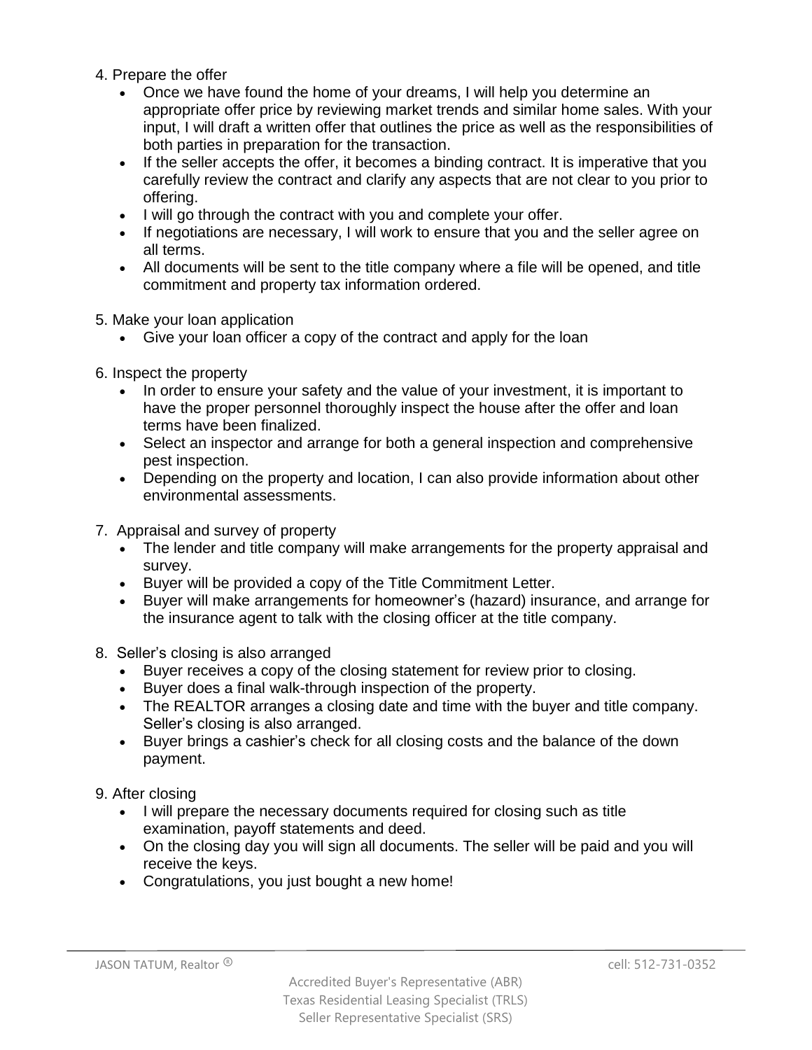4. Prepare the offer
    - Once we have found the home of your dreams, I will help you determine an appropriate offer price by reviewing market trends and similar home sales. With your input, I will draft a written offer that outlines the price as well as the responsibilities of both parties in preparation for the transaction.
    - If the seller accepts the offer, it becomes a binding contract. It is imperative that you carefully review the contract and clarify any aspects that are not clear to you prior to offering.
    - I will go through the contract with you and complete your offer.
    - If negotiations are necessary, I will work to ensure that you and the seller agree on all terms.
    - All documents will be sent to the title company where a file will be opened, and title commitment and property tax information ordered.

5. Make your loan application
    - Give your loan officer a copy of the contract and apply for the loan

6. Inspect the property
    - In order to ensure your safety and the value of your investment, it is important to have the proper personnel thoroughly inspect the house after the offer and loan terms have been finalized.
    - Select an inspector and arrange for both a general inspection and comprehensive pest inspection.
    - Depending on the property and location, I can also provide information about other environmental assessments.

7. Appraisal and survey of property
    - The lender and title company will make arrangements for the property appraisal and survey.
    - Buyer will be provided a copy of the Title Commitment Letter.
    - Buyer will make arrangements for homeowner's (hazard) insurance, and arrange for the insurance agent to talk with the closing officer at the title company.

8. Seller's closing is also arranged
    - Buyer receives a copy of the closing statement for review prior to closing.
    - Buyer does a final walk-through inspection of the property.
    - The REALTOR arranges a closing date and time with the buyer and title company. Seller's closing is also arranged.
    - Buyer brings a cashier's check for all closing costs and the balance of the down payment.

9. After closing
    - I will prepare the necessary documents required for closing such as title examination, payoff statements and deed.
    - On the closing day you will sign all documents. The seller will be paid and you will receive the keys.
    - Congratulations, you just bought a new home!